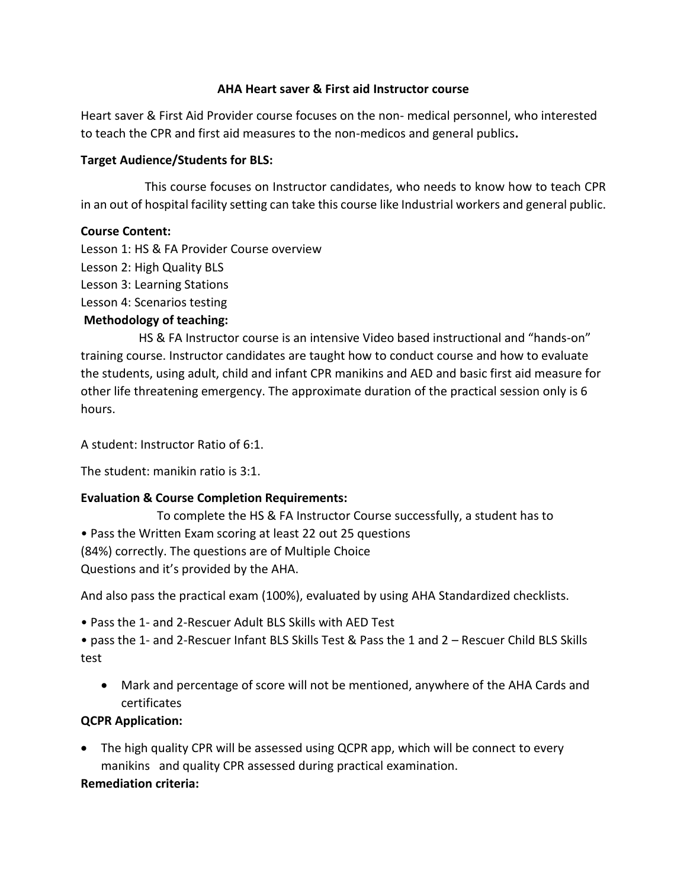# AHA Heart saver & First aid Instructor course

Heart saver & First Aid Provider course focuses on the non- medical personnel, who interested to teach the CPR and first aid measures to the non-medicos and general publics**.**

**Target Audience/Students for BLS:**

This course focuses on Instructor candidates, who needs to know how to teach CPR in an out of hospital facility setting can take this course like Industrial workers and general public.

**Course Content:**

Lesson 1: HS & FA Provider Course overview
Lesson 2: High Quality BLS
Lesson 3: Learning Stations
Lesson 4: Scenarios testing

**Methodology of teaching:**

HS & FA Instructor course is an intensive Video based instructional and "hands-on" training course. Instructor candidates are taught how to conduct course and how to evaluate the students, using adult, child and infant CPR manikins and AED and basic first aid measure for other life threatening emergency. The approximate duration of the practical session only is 6 hours.

A student: Instructor Ratio of 6:1.

The student: manikin ratio is 3:1.

**Evaluation & Course Completion Requirements:**

To complete the HS & FA Instructor Course successfully, a student has to

• Pass the Written Exam scoring at least 22 out 25 questions
(84%) correctly. The questions are of Multiple Choice
Questions and it's provided by the AHA.

And also pass the practical exam (100%), evaluated by using AHA Standardized checklists.

• Pass the 1- and 2-Rescuer Adult BLS Skills with AED Test

• pass the 1- and 2-Rescuer Infant BLS Skills Test & Pass the 1 and 2 – Rescuer Child BLS Skills test

- Mark and percentage of score will not be mentioned, anywhere of the AHA Cards and certificates

**QCPR Application:**

- The high quality CPR will be assessed using QCPR app, which will be connect to every manikins and quality CPR assessed during practical examination.

**Remediation criteria:**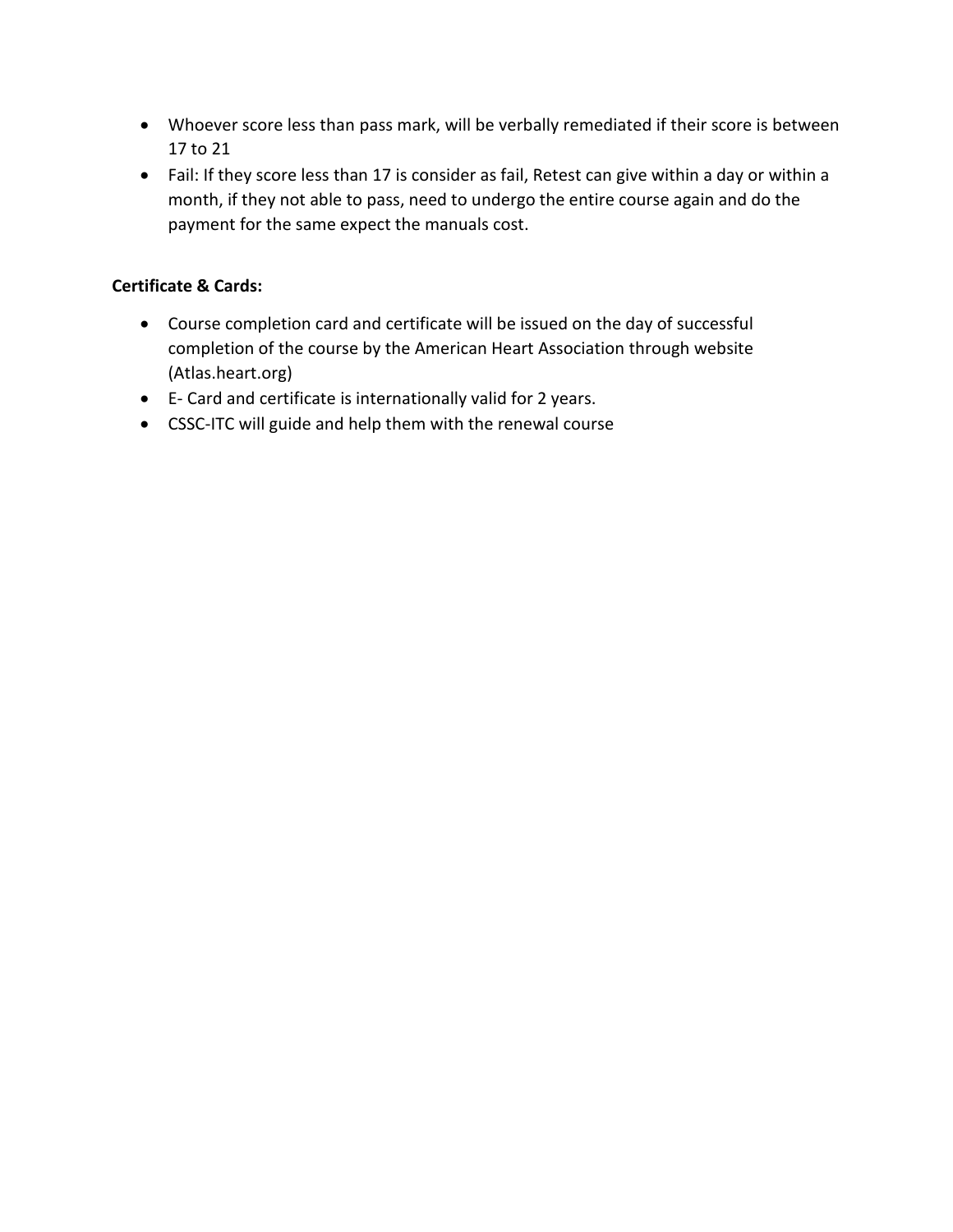- Whoever score less than pass mark, will be verbally remediated if their score is between 17 to 21
- Fail: If they score less than 17 is consider as fail, Retest can give within a day or within a month, if they not able to pass, need to undergo the entire course again and do the payment for the same expect the manuals cost.

**Certificate & Cards:**

- Course completion card and certificate will be issued on the day of successful completion of the course by the American Heart Association through website (Atlas.heart.org)
- E- Card and certificate is internationally valid for 2 years.
- CSSC-ITC will guide and help them with the renewal course